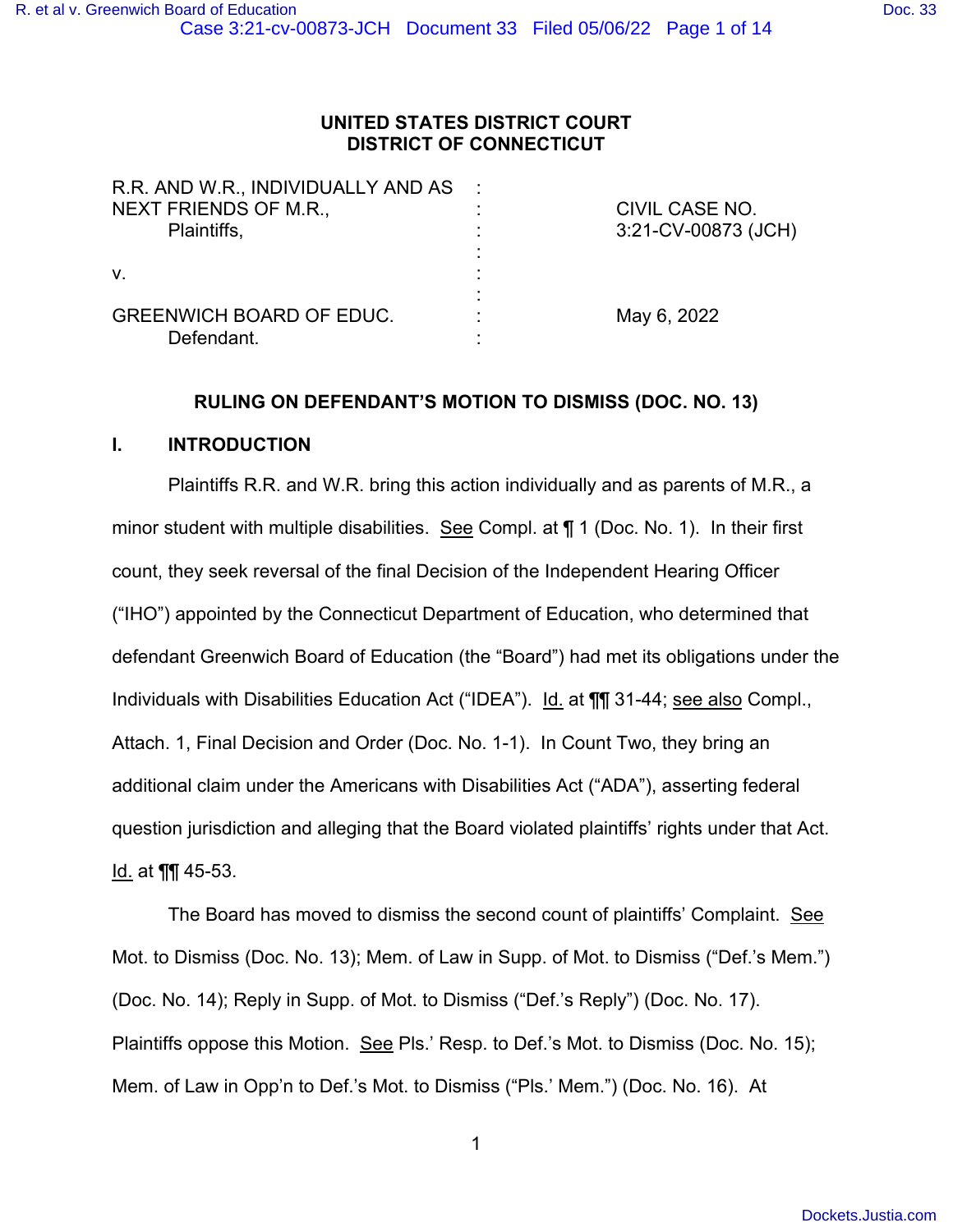**UNITED STATES DISTRICT COURT**
**DISTRICT OF CONNECTICUT**

| | | |
|---|---|---|
| R.R. AND W.R., INDIVIDUALLY AND AS NEXT FRIENDS OF M.R., Plaintiffs, | : | CIVIL CASE NO. 3:21-CV-00873 (JCH) |
| v. | : | |
| GREENWICH BOARD OF EDUC. Defendant. | : | May 6, 2022 |

**RULING ON DEFENDANT'S MOTION TO DISMISS (DOC. NO. 13)**

## I. INTRODUCTION

Plaintiffs R.R. and W.R. bring this action individually and as parents of M.R., a minor student with multiple disabilities. See Compl. at ¶ 1 (Doc. No. 1). In their first count, they seek reversal of the final Decision of the Independent Hearing Officer ("IHO") appointed by the Connecticut Department of Education, who determined that defendant Greenwich Board of Education (the "Board") had met its obligations under the Individuals with Disabilities Education Act ("IDEA"). Id. at ¶¶ 31-44; see also Compl., Attach. 1, Final Decision and Order (Doc. No. 1-1). In Count Two, they bring an additional claim under the Americans with Disabilities Act ("ADA"), asserting federal question jurisdiction and alleging that the Board violated plaintiffs' rights under that Act. Id. at ¶¶ 45-53.

The Board has moved to dismiss the second count of plaintiffs' Complaint. See Mot. to Dismiss (Doc. No. 13); Mem. of Law in Supp. of Mot. to Dismiss ("Def.'s Mem.") (Doc. No. 14); Reply in Supp. of Mot. to Dismiss ("Def.'s Reply") (Doc. No. 17). Plaintiffs oppose this Motion. See Pls.' Resp. to Def.'s Mot. to Dismiss (Doc. No. 15); Mem. of Law in Opp'n to Def.'s Mot. to Dismiss ("Pls.' Mem.") (Doc. No. 16). At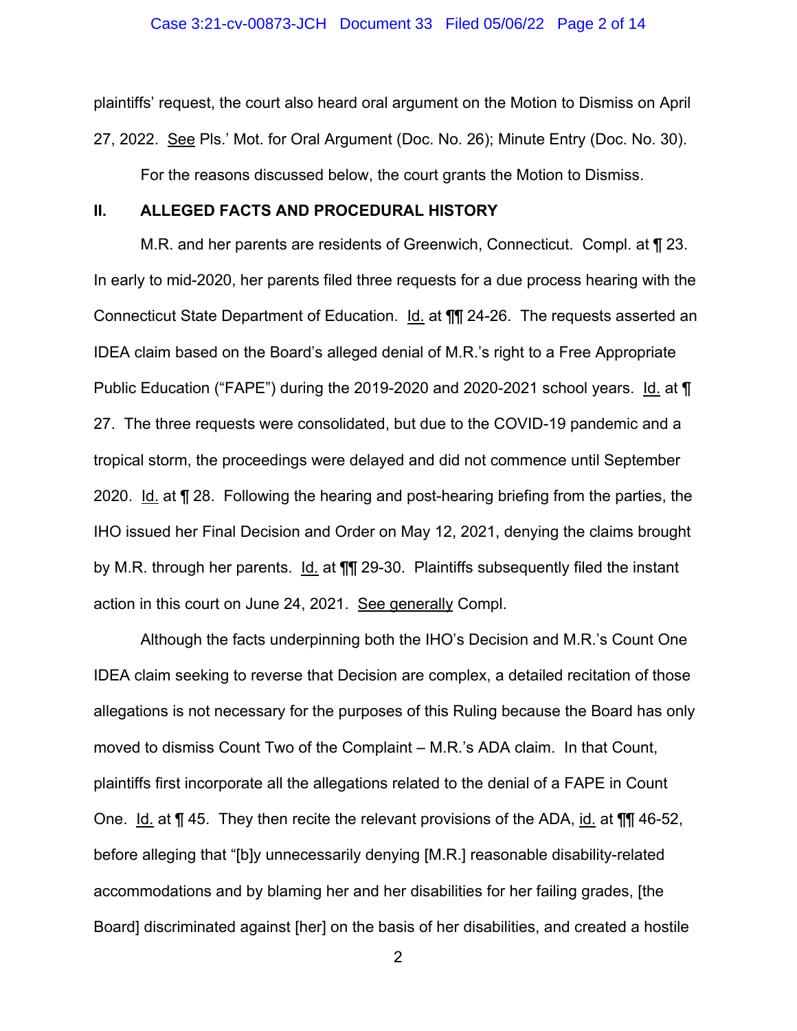plaintiffs' request, the court also heard oral argument on the Motion to Dismiss on April 27, 2022. See Pls.' Mot. for Oral Argument (Doc. No. 26); Minute Entry (Doc. No. 30).

For the reasons discussed below, the court grants the Motion to Dismiss.

## II. ALLEGED FACTS AND PROCEDURAL HISTORY

M.R. and her parents are residents of Greenwich, Connecticut. Compl. at ¶ 23. In early to mid-2020, her parents filed three requests for a due process hearing with the Connecticut State Department of Education. Id. at ¶¶ 24-26. The requests asserted an IDEA claim based on the Board's alleged denial of M.R.'s right to a Free Appropriate Public Education ("FAPE") during the 2019-2020 and 2020-2021 school years. Id. at ¶ 27. The three requests were consolidated, but due to the COVID-19 pandemic and a tropical storm, the proceedings were delayed and did not commence until September 2020. Id. at ¶ 28. Following the hearing and post-hearing briefing from the parties, the IHO issued her Final Decision and Order on May 12, 2021, denying the claims brought by M.R. through her parents. Id. at ¶¶ 29-30. Plaintiffs subsequently filed the instant action in this court on June 24, 2021. See generally Compl.

Although the facts underpinning both the IHO's Decision and M.R.'s Count One IDEA claim seeking to reverse that Decision are complex, a detailed recitation of those allegations is not necessary for the purposes of this Ruling because the Board has only moved to dismiss Count Two of the Complaint – M.R.'s ADA claim. In that Count, plaintiffs first incorporate all the allegations related to the denial of a FAPE in Count One. Id. at ¶ 45. They then recite the relevant provisions of the ADA, id. at ¶¶ 46-52, before alleging that "[b]y unnecessarily denying [M.R.] reasonable disability-related accommodations and by blaming her and her disabilities for her failing grades, [the Board] discriminated against [her] on the basis of her disabilities, and created a hostile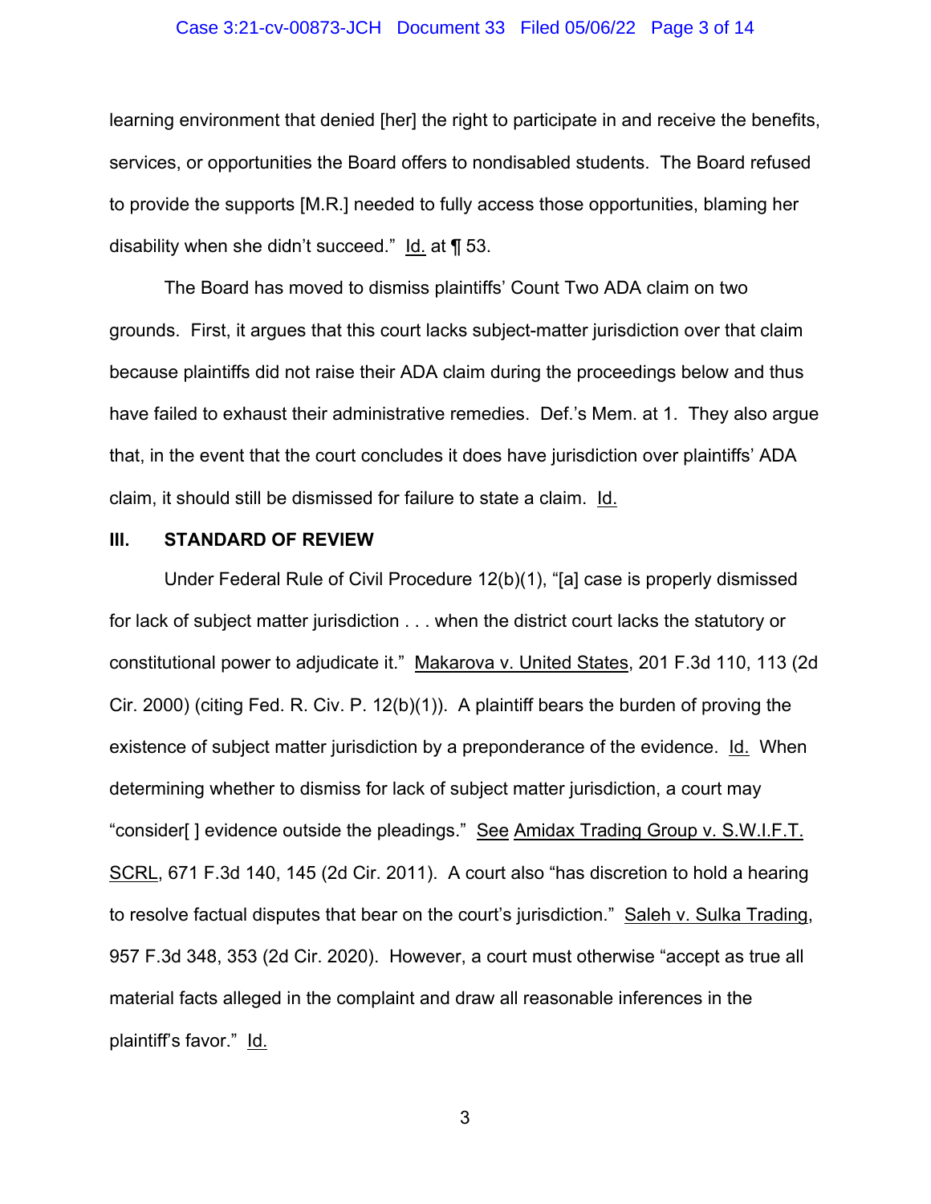learning environment that denied [her] the right to participate in and receive the benefits, services, or opportunities the Board offers to nondisabled students. The Board refused to provide the supports [M.R.] needed to fully access those opportunities, blaming her disability when she didn't succeed." Id. at ¶ 53.

The Board has moved to dismiss plaintiffs' Count Two ADA claim on two grounds. First, it argues that this court lacks subject-matter jurisdiction over that claim because plaintiffs did not raise their ADA claim during the proceedings below and thus have failed to exhaust their administrative remedies. Def.'s Mem. at 1. They also argue that, in the event that the court concludes it does have jurisdiction over plaintiffs' ADA claim, it should still be dismissed for failure to state a claim. Id.

## III. STANDARD OF REVIEW

Under Federal Rule of Civil Procedure 12(b)(1), "[a] case is properly dismissed for lack of subject matter jurisdiction . . . when the district court lacks the statutory or constitutional power to adjudicate it." Makarova v. United States, 201 F.3d 110, 113 (2d Cir. 2000) (citing Fed. R. Civ. P. 12(b)(1)). A plaintiff bears the burden of proving the existence of subject matter jurisdiction by a preponderance of the evidence. Id. When determining whether to dismiss for lack of subject matter jurisdiction, a court may "consider[ ] evidence outside the pleadings." See Amidax Trading Group v. S.W.I.F.T. SCRL, 671 F.3d 140, 145 (2d Cir. 2011). A court also "has discretion to hold a hearing to resolve factual disputes that bear on the court's jurisdiction." Saleh v. Sulka Trading, 957 F.3d 348, 353 (2d Cir. 2020). However, a court must otherwise "accept as true all material facts alleged in the complaint and draw all reasonable inferences in the plaintiff's favor." Id.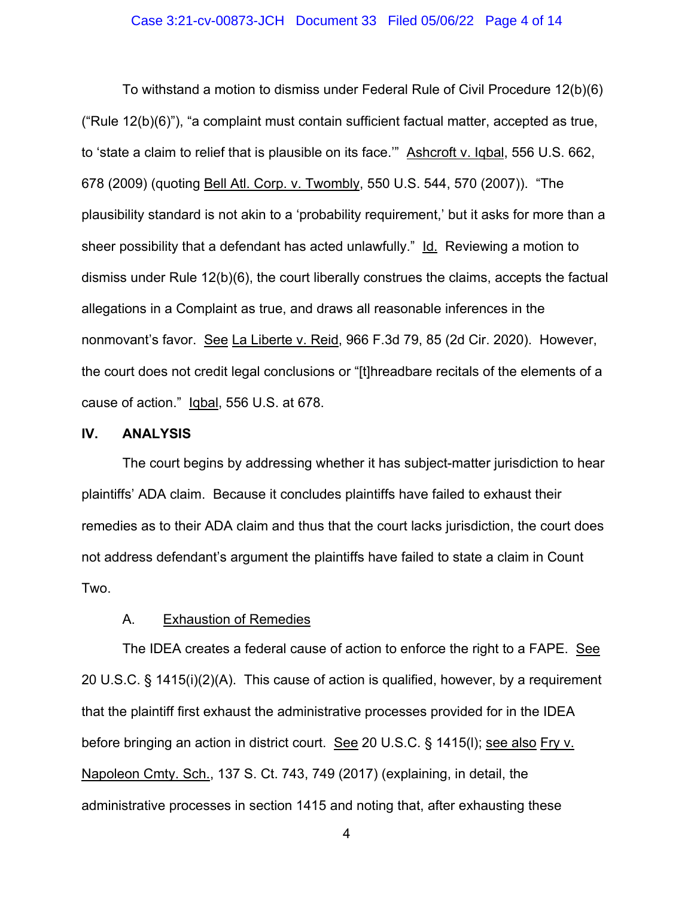To withstand a motion to dismiss under Federal Rule of Civil Procedure 12(b)(6) ("Rule 12(b)(6)"), "a complaint must contain sufficient factual matter, accepted as true, to 'state a claim to relief that is plausible on its face.'" Ashcroft v. Iqbal, 556 U.S. 662, 678 (2009) (quoting Bell Atl. Corp. v. Twombly, 550 U.S. 544, 570 (2007)). "The plausibility standard is not akin to a 'probability requirement,' but it asks for more than a sheer possibility that a defendant has acted unlawfully." Id. Reviewing a motion to dismiss under Rule 12(b)(6), the court liberally construes the claims, accepts the factual allegations in a Complaint as true, and draws all reasonable inferences in the nonmovant's favor. See La Liberte v. Reid, 966 F.3d 79, 85 (2d Cir. 2020). However, the court does not credit legal conclusions or "[t]hreadbare recitals of the elements of a cause of action." Iqbal, 556 U.S. at 678.

## IV. ANALYSIS

The court begins by addressing whether it has subject-matter jurisdiction to hear plaintiffs' ADA claim. Because it concludes plaintiffs have failed to exhaust their remedies as to their ADA claim and thus that the court lacks jurisdiction, the court does not address defendant's argument the plaintiffs have failed to state a claim in Count Two.

### A. Exhaustion of Remedies

The IDEA creates a federal cause of action to enforce the right to a FAPE. See 20 U.S.C. § 1415(i)(2)(A). This cause of action is qualified, however, by a requirement that the plaintiff first exhaust the administrative processes provided for in the IDEA before bringing an action in district court. See 20 U.S.C. § 1415(l); see also Fry v. Napoleon Cmty. Sch., 137 S. Ct. 743, 749 (2017) (explaining, in detail, the administrative processes in section 1415 and noting that, after exhausting these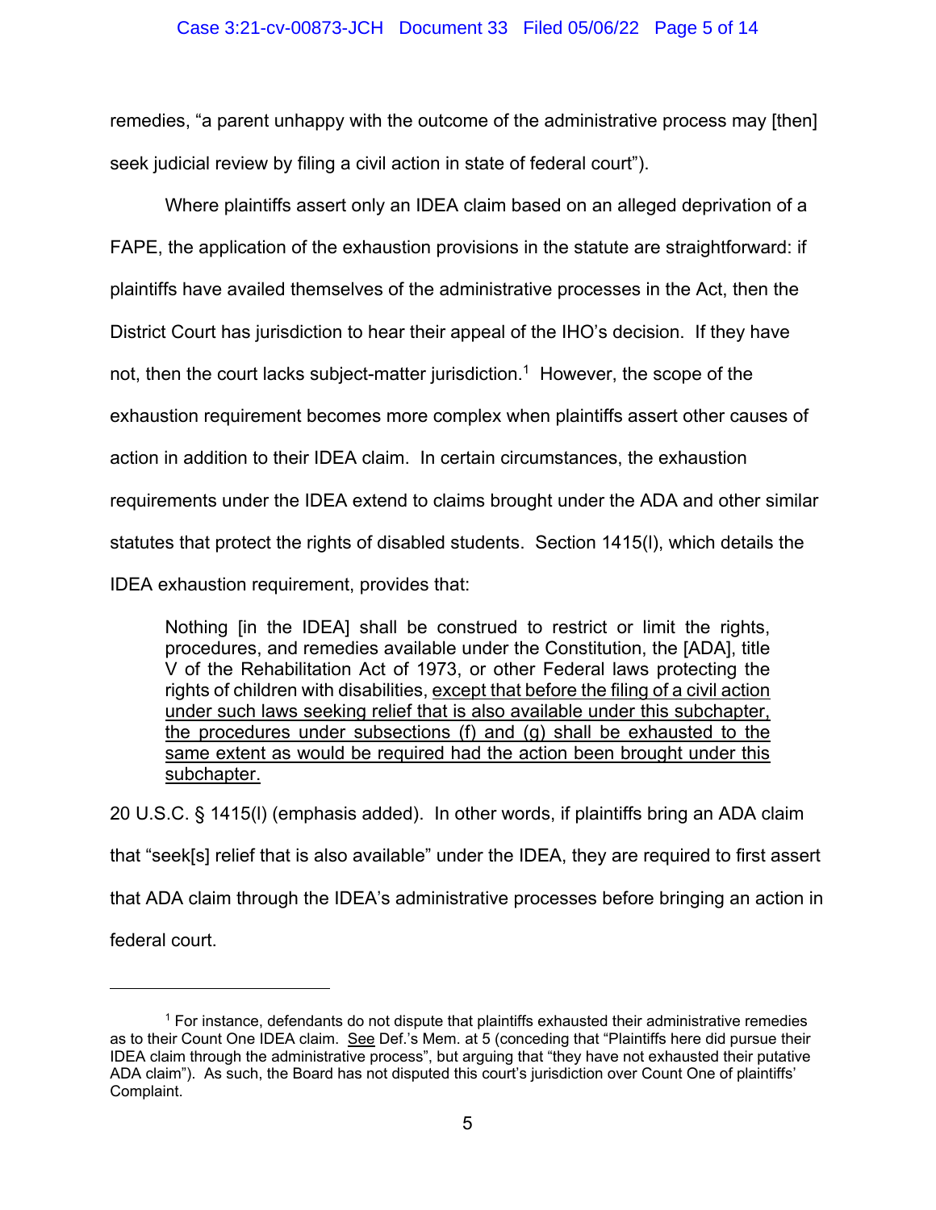remedies, "a parent unhappy with the outcome of the administrative process may [then] seek judicial review by filing a civil action in state of federal court").

Where plaintiffs assert only an IDEA claim based on an alleged deprivation of a FAPE, the application of the exhaustion provisions in the statute are straightforward: if plaintiffs have availed themselves of the administrative processes in the Act, then the District Court has jurisdiction to hear their appeal of the IHO's decision. If they have not, then the court lacks subject-matter jurisdiction.[1] However, the scope of the exhaustion requirement becomes more complex when plaintiffs assert other causes of action in addition to their IDEA claim. In certain circumstances, the exhaustion requirements under the IDEA extend to claims brought under the ADA and other similar statutes that protect the rights of disabled students. Section 1415(l), which details the IDEA exhaustion requirement, provides that:

> Nothing [in the IDEA] shall be construed to restrict or limit the rights, procedures, and remedies available under the Constitution, the [ADA], title V of the Rehabilitation Act of 1973, or other Federal laws protecting the rights of children with disabilities, <u>except that before the filing of a civil action under such laws seeking relief that is also available under this subchapter, the procedures under subsections (f) and (g) shall be exhausted to the same extent as would be required had the action been brought under this subchapter.</u>

20 U.S.C. § 1415(l) (emphasis added). In other words, if plaintiffs bring an ADA claim that "seek[s] relief that is also available" under the IDEA, they are required to first assert that ADA claim through the IDEA's administrative processes before bringing an action in federal court.

---

[1] For instance, defendants do not dispute that plaintiffs exhausted their administrative remedies as to their Count One IDEA claim. <u>See</u> Def.'s Mem. at 5 (conceding that "Plaintiffs here did pursue their IDEA claim through the administrative process", but arguing that "they have not exhausted their putative ADA claim"). As such, the Board has not disputed this court's jurisdiction over Count One of plaintiffs' Complaint.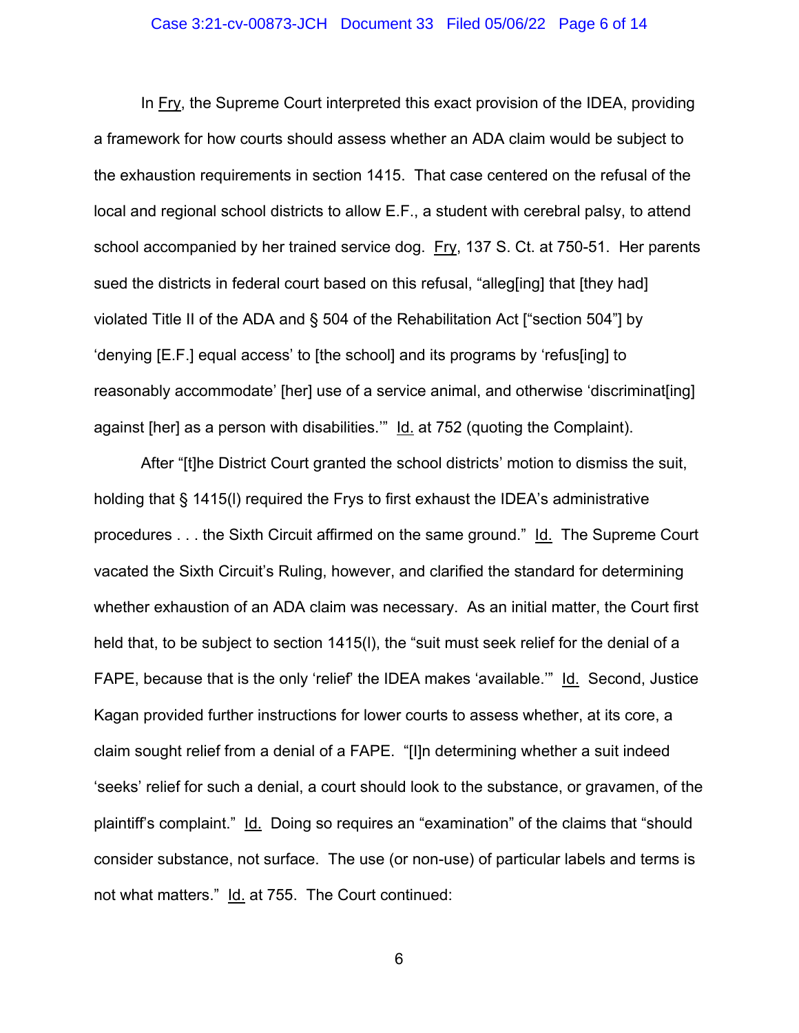In Fry, the Supreme Court interpreted this exact provision of the IDEA, providing a framework for how courts should assess whether an ADA claim would be subject to the exhaustion requirements in section 1415. That case centered on the refusal of the local and regional school districts to allow E.F., a student with cerebral palsy, to attend school accompanied by her trained service dog. Fry, 137 S. Ct. at 750-51. Her parents sued the districts in federal court based on this refusal, "alleg[ing] that [they had] violated Title II of the ADA and § 504 of the Rehabilitation Act ["section 504"] by 'denying [E.F.] equal access' to [the school] and its programs by 'refus[ing] to reasonably accommodate' [her] use of a service animal, and otherwise 'discriminat[ing] against [her] as a person with disabilities.'" Id. at 752 (quoting the Complaint).

After "[t]he District Court granted the school districts' motion to dismiss the suit, holding that § 1415(l) required the Frys to first exhaust the IDEA's administrative procedures . . . the Sixth Circuit affirmed on the same ground." Id. The Supreme Court vacated the Sixth Circuit's Ruling, however, and clarified the standard for determining whether exhaustion of an ADA claim was necessary. As an initial matter, the Court first held that, to be subject to section 1415(l), the "suit must seek relief for the denial of a FAPE, because that is the only 'relief' the IDEA makes 'available.'" Id. Second, Justice Kagan provided further instructions for lower courts to assess whether, at its core, a claim sought relief from a denial of a FAPE. "[I]n determining whether a suit indeed 'seeks' relief for such a denial, a court should look to the substance, or gravamen, of the plaintiff's complaint." Id. Doing so requires an "examination" of the claims that "should consider substance, not surface. The use (or non-use) of particular labels and terms is not what matters." Id. at 755. The Court continued: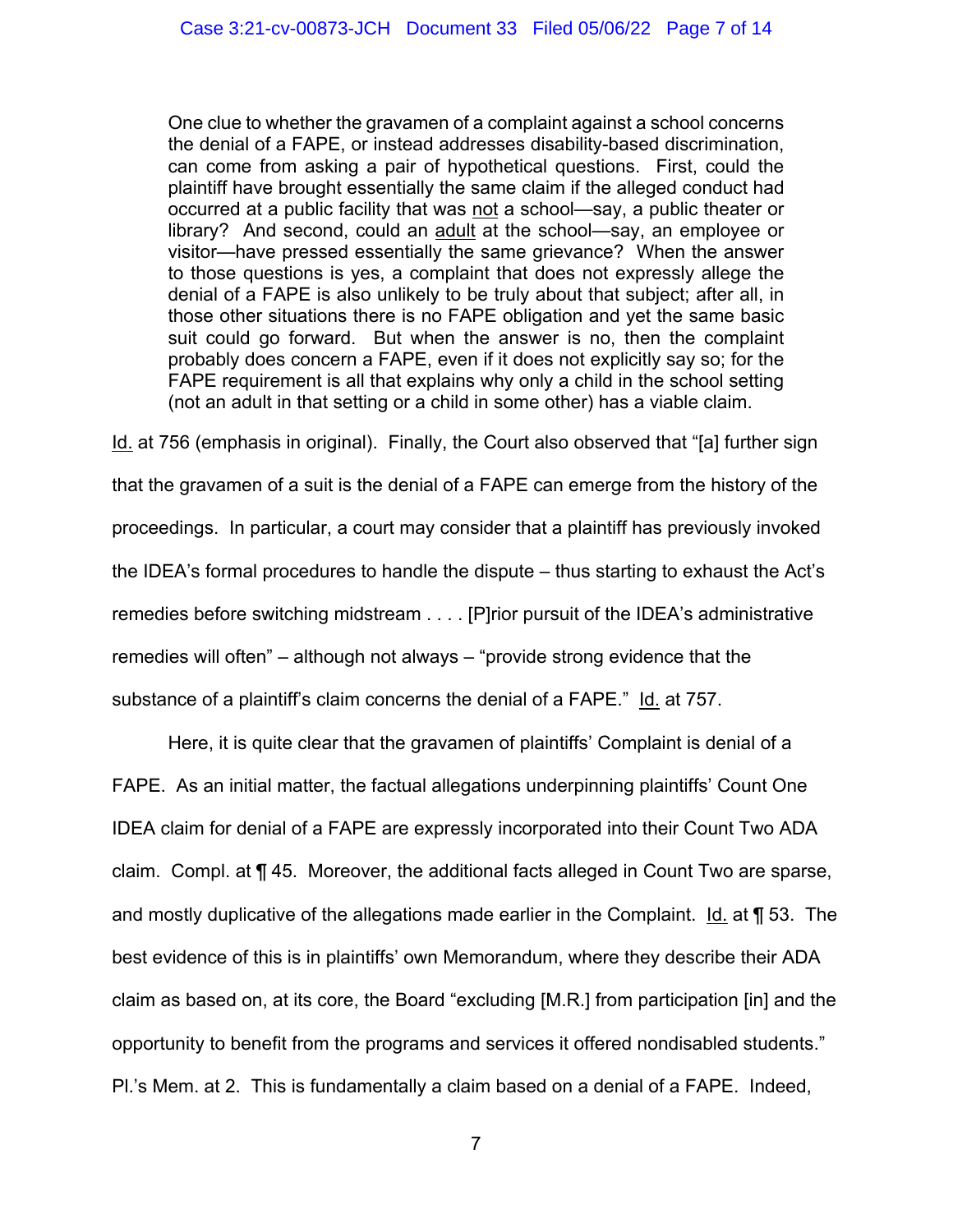> One clue to whether the gravamen of a complaint against a school concerns the denial of a FAPE, or instead addresses disability-based discrimination, can come from asking a pair of hypothetical questions. First, could the plaintiff have brought essentially the same claim if the alleged conduct had occurred at a public facility that was <u>not</u> a school—say, a public theater or library? And second, could an <u>adult</u> at the school—say, an employee or visitor—have pressed essentially the same grievance? When the answer to those questions is yes, a complaint that does not expressly allege the denial of a FAPE is also unlikely to be truly about that subject; after all, in those other situations there is no FAPE obligation and yet the same basic suit could go forward. But when the answer is no, then the complaint probably does concern a FAPE, even if it does not explicitly say so; for the FAPE requirement is all that explains why only a child in the school setting (not an adult in that setting or a child in some other) has a viable claim.

<u>Id.</u> at 756 (emphasis in original). Finally, the Court also observed that "[a] further sign that the gravamen of a suit is the denial of a FAPE can emerge from the history of the proceedings. In particular, a court may consider that a plaintiff has previously invoked the IDEA's formal procedures to handle the dispute – thus starting to exhaust the Act's remedies before switching midstream . . . . [P]rior pursuit of the IDEA's administrative remedies will often" – although not always – "provide strong evidence that the substance of a plaintiff's claim concerns the denial of a FAPE." <u>Id.</u> at 757.

Here, it is quite clear that the gravamen of plaintiffs' Complaint is denial of a FAPE. As an initial matter, the factual allegations underpinning plaintiffs' Count One IDEA claim for denial of a FAPE are expressly incorporated into their Count Two ADA claim. Compl. at ¶ 45. Moreover, the additional facts alleged in Count Two are sparse, and mostly duplicative of the allegations made earlier in the Complaint. <u>Id.</u> at ¶ 53. The best evidence of this is in plaintiffs' own Memorandum, where they describe their ADA claim as based on, at its core, the Board "excluding [M.R.] from participation [in] and the opportunity to benefit from the programs and services it offered nondisabled students." Pl.'s Mem. at 2. This is fundamentally a claim based on a denial of a FAPE. Indeed,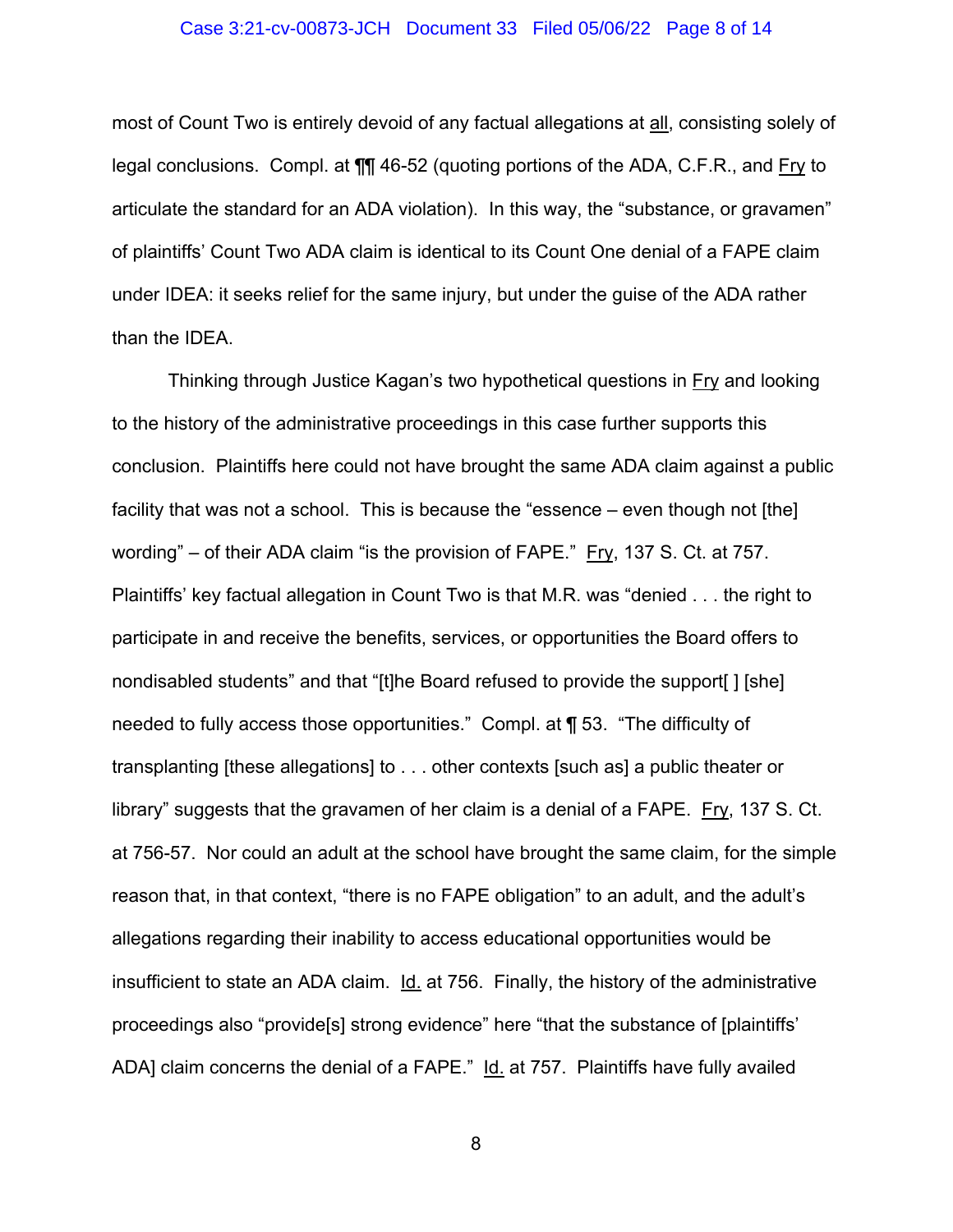most of Count Two is entirely devoid of any factual allegations at all, consisting solely of legal conclusions. Compl. at ¶¶ 46-52 (quoting portions of the ADA, C.F.R., and Fry to articulate the standard for an ADA violation). In this way, the "substance, or gravamen" of plaintiffs' Count Two ADA claim is identical to its Count One denial of a FAPE claim under IDEA: it seeks relief for the same injury, but under the guise of the ADA rather than the IDEA.

Thinking through Justice Kagan's two hypothetical questions in Fry and looking to the history of the administrative proceedings in this case further supports this conclusion. Plaintiffs here could not have brought the same ADA claim against a public facility that was not a school. This is because the "essence – even though not [the] wording" – of their ADA claim "is the provision of FAPE." Fry, 137 S. Ct. at 757. Plaintiffs' key factual allegation in Count Two is that M.R. was "denied . . . the right to participate in and receive the benefits, services, or opportunities the Board offers to nondisabled students" and that "[t]he Board refused to provide the support[ ] [she] needed to fully access those opportunities." Compl. at ¶ 53. "The difficulty of transplanting [these allegations] to . . . other contexts [such as] a public theater or library" suggests that the gravamen of her claim is a denial of a FAPE. Fry, 137 S. Ct. at 756-57. Nor could an adult at the school have brought the same claim, for the simple reason that, in that context, "there is no FAPE obligation" to an adult, and the adult's allegations regarding their inability to access educational opportunities would be insufficient to state an ADA claim. Id. at 756. Finally, the history of the administrative proceedings also "provide[s] strong evidence" here "that the substance of [plaintiffs' ADA] claim concerns the denial of a FAPE." Id. at 757. Plaintiffs have fully availed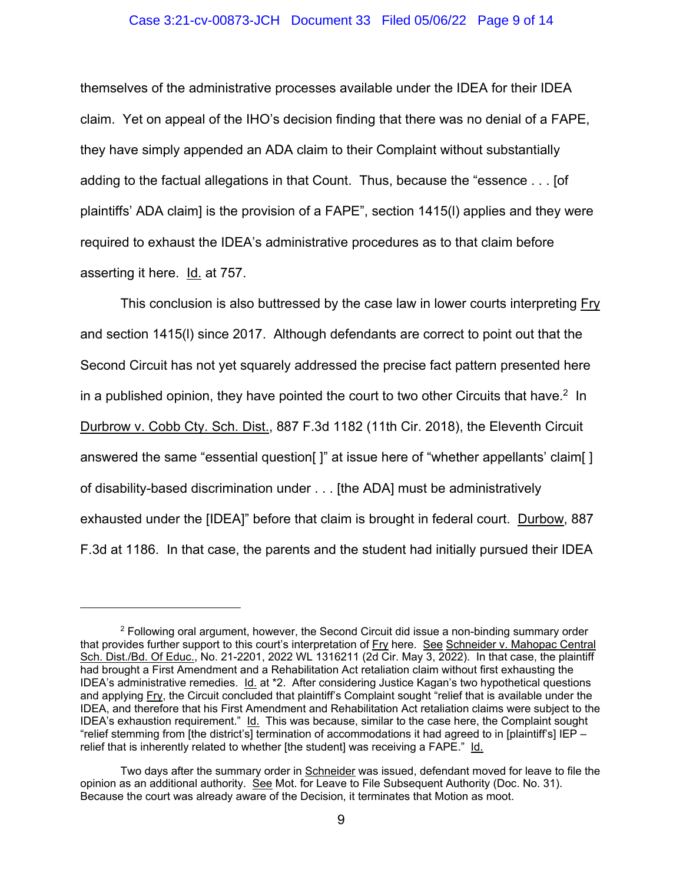themselves of the administrative processes available under the IDEA for their IDEA claim. Yet on appeal of the IHO's decision finding that there was no denial of a FAPE, they have simply appended an ADA claim to their Complaint without substantially adding to the factual allegations in that Count. Thus, because the "essence . . . [of plaintiffs' ADA claim] is the provision of a FAPE", section 1415(l) applies and they were required to exhaust the IDEA's administrative procedures as to that claim before asserting it here. Id. at 757.

This conclusion is also buttressed by the case law in lower courts interpreting Fry and section 1415(l) since 2017. Although defendants are correct to point out that the Second Circuit has not yet squarely addressed the precise fact pattern presented here in a published opinion, they have pointed the court to two other Circuits that have.[2] In Durbrow v. Cobb Cty. Sch. Dist., 887 F.3d 1182 (11th Cir. 2018), the Eleventh Circuit answered the same "essential question[ ]" at issue here of "whether appellants' claim[ ] of disability-based discrimination under . . . [the ADA] must be administratively exhausted under the [IDEA]" before that claim is brought in federal court. Durbow, 887 F.3d at 1186. In that case, the parents and the student had initially pursued their IDEA

---

[2] Following oral argument, however, the Second Circuit did issue a non-binding summary order that provides further support to this court's interpretation of Fry here. See Schneider v. Mahopac Central Sch. Dist./Bd. Of Educ., No. 21-2201, 2022 WL 1316211 (2d Cir. May 3, 2022). In that case, the plaintiff had brought a First Amendment and a Rehabilitation Act retaliation claim without first exhausting the IDEA's administrative remedies. Id. at *2. After considering Justice Kagan's two hypothetical questions and applying Fry, the Circuit concluded that plaintiff's Complaint sought "relief that is available under the IDEA, and therefore that his First Amendment and Rehabilitation Act retaliation claims were subject to the IDEA's exhaustion requirement." Id. This was because, similar to the case here, the Complaint sought "relief stemming from [the district's] termination of accommodations it had agreed to in [plaintiff's] IEP – relief that is inherently related to whether [the student] was receiving a FAPE." Id.

Two days after the summary order in Schneider was issued, defendant moved for leave to file the opinion as an additional authority. See Mot. for Leave to File Subsequent Authority (Doc. No. 31). Because the court was already aware of the Decision, it terminates that Motion as moot.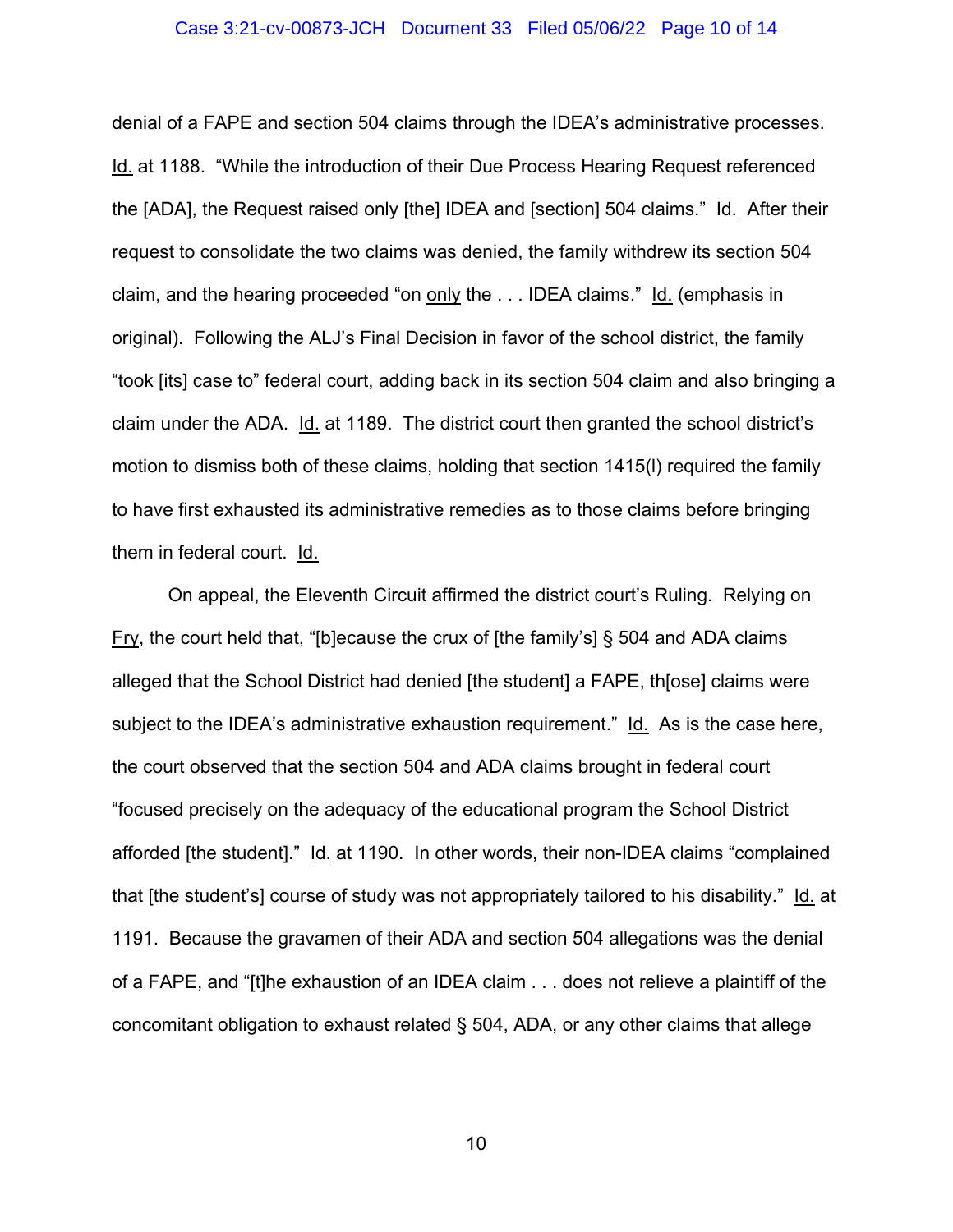denial of a FAPE and section 504 claims through the IDEA's administrative processes. Id. at 1188. "While the introduction of their Due Process Hearing Request referenced the [ADA], the Request raised only [the] IDEA and [section] 504 claims." Id. After their request to consolidate the two claims was denied, the family withdrew its section 504 claim, and the hearing proceeded "on only the . . . IDEA claims." Id. (emphasis in original). Following the ALJ's Final Decision in favor of the school district, the family "took [its] case to" federal court, adding back in its section 504 claim and also bringing a claim under the ADA. Id. at 1189. The district court then granted the school district's motion to dismiss both of these claims, holding that section 1415(l) required the family to have first exhausted its administrative remedies as to those claims before bringing them in federal court. Id.

On appeal, the Eleventh Circuit affirmed the district court's Ruling. Relying on Fry, the court held that, "[b]ecause the crux of [the family's] § 504 and ADA claims alleged that the School District had denied [the student] a FAPE, th[ose] claims were subject to the IDEA's administrative exhaustion requirement." Id. As is the case here, the court observed that the section 504 and ADA claims brought in federal court "focused precisely on the adequacy of the educational program the School District afforded [the student]." Id. at 1190. In other words, their non-IDEA claims "complained that [the student's] course of study was not appropriately tailored to his disability." Id. at 1191. Because the gravamen of their ADA and section 504 allegations was the denial of a FAPE, and "[t]he exhaustion of an IDEA claim . . . does not relieve a plaintiff of the concomitant obligation to exhaust related § 504, ADA, or any other claims that allege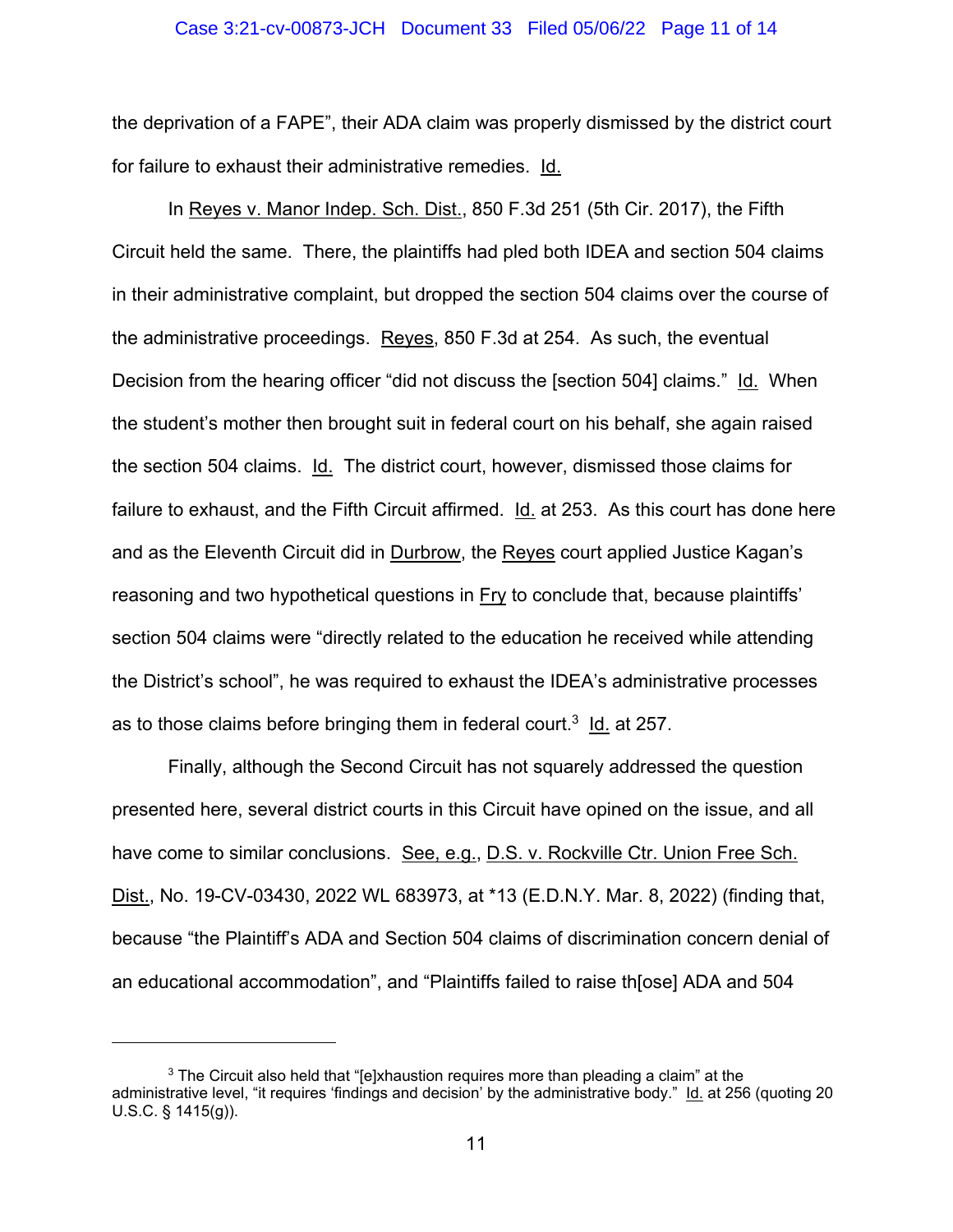the deprivation of a FAPE", their ADA claim was properly dismissed by the district court for failure to exhaust their administrative remedies. Id.

In Reyes v. Manor Indep. Sch. Dist., 850 F.3d 251 (5th Cir. 2017), the Fifth Circuit held the same. There, the plaintiffs had pled both IDEA and section 504 claims in their administrative complaint, but dropped the section 504 claims over the course of the administrative proceedings. Reyes, 850 F.3d at 254. As such, the eventual Decision from the hearing officer "did not discuss the [section 504] claims." Id. When the student's mother then brought suit in federal court on his behalf, she again raised the section 504 claims. Id. The district court, however, dismissed those claims for failure to exhaust, and the Fifth Circuit affirmed. Id. at 253. As this court has done here and as the Eleventh Circuit did in Durbrow, the Reyes court applied Justice Kagan's reasoning and two hypothetical questions in Fry to conclude that, because plaintiffs' section 504 claims were "directly related to the education he received while attending the District's school", he was required to exhaust the IDEA's administrative processes as to those claims before bringing them in federal court.[3] Id. at 257.

Finally, although the Second Circuit has not squarely addressed the question presented here, several district courts in this Circuit have opined on the issue, and all have come to similar conclusions. See, e.g., D.S. v. Rockville Ctr. Union Free Sch. Dist., No. 19-CV-03430, 2022 WL 683973, at *13 (E.D.N.Y. Mar. 8, 2022) (finding that, because "the Plaintiff's ADA and Section 504 claims of discrimination concern denial of an educational accommodation", and "Plaintiffs failed to raise th[ose] ADA and 504

---

[3] The Circuit also held that "[e]xhaustion requires more than pleading a claim" at the administrative level, "it requires 'findings and decision' by the administrative body." Id. at 256 (quoting 20 U.S.C. § 1415(g)).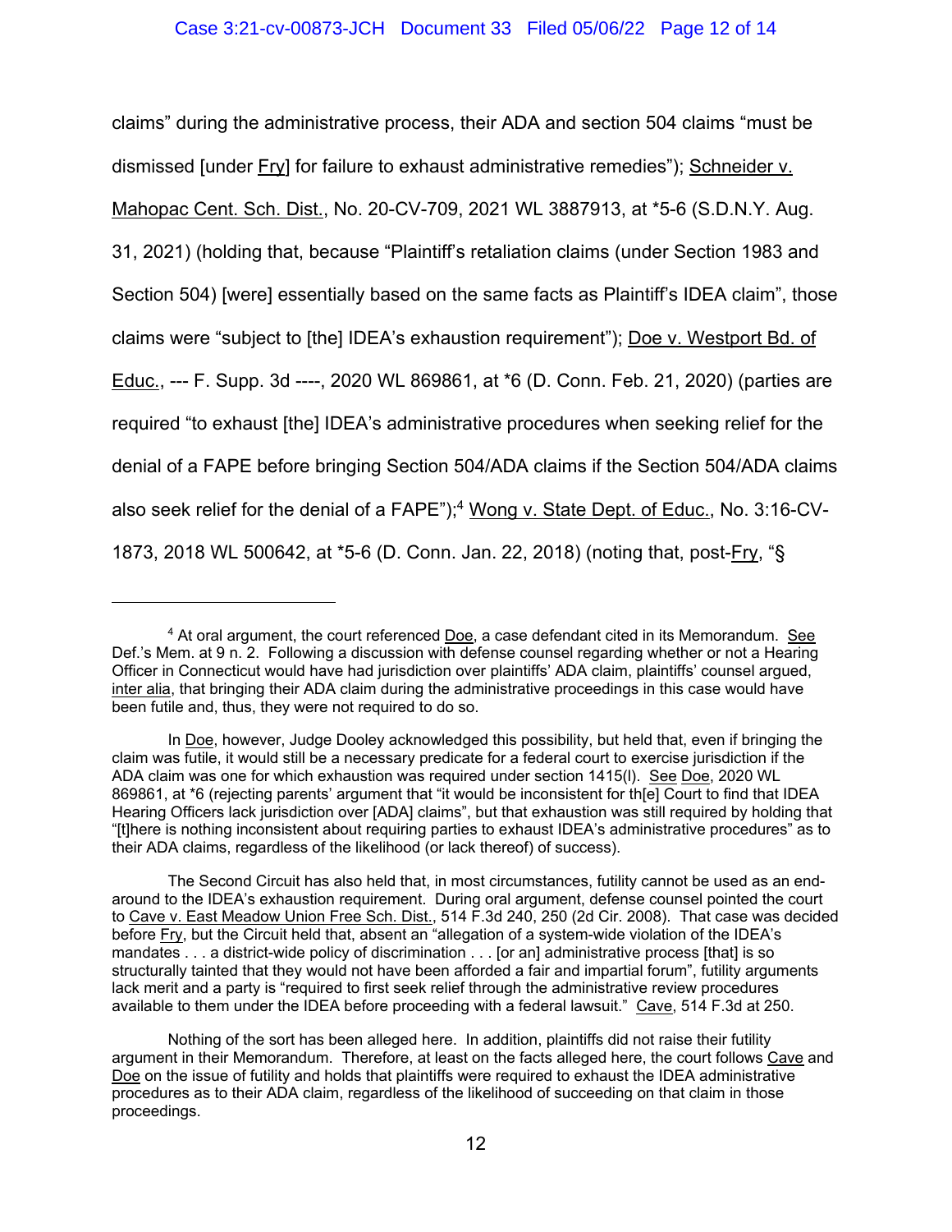claims" during the administrative process, their ADA and section 504 claims "must be dismissed [under Fry] for failure to exhaust administrative remedies"); Schneider v. Mahopac Cent. Sch. Dist., No. 20-CV-709, 2021 WL 3887913, at *5-6 (S.D.N.Y. Aug. 31, 2021) (holding that, because "Plaintiff's retaliation claims (under Section 1983 and Section 504) [were] essentially based on the same facts as Plaintiff's IDEA claim", those claims were "subject to [the] IDEA's exhaustion requirement"); Doe v. Westport Bd. of Educ., --- F. Supp. 3d ----, 2020 WL 869861, at *6 (D. Conn. Feb. 21, 2020) (parties are required "to exhaust [the] IDEA's administrative procedures when seeking relief for the denial of a FAPE before bringing Section 504/ADA claims if the Section 504/ADA claims also seek relief for the denial of a FAPE");[4] Wong v. State Dept. of Educ., No. 3:16-CV-1873, 2018 WL 500642, at *5-6 (D. Conn. Jan. 22, 2018) (noting that, post-Fry, "§

---

[4] At oral argument, the court referenced Doe, a case defendant cited in its Memorandum. See Def.'s Mem. at 9 n. 2. Following a discussion with defense counsel regarding whether or not a Hearing Officer in Connecticut would have had jurisdiction over plaintiffs' ADA claim, plaintiffs' counsel argued, inter alia, that bringing their ADA claim during the administrative proceedings in this case would have been futile and, thus, they were not required to do so.

In Doe, however, Judge Dooley acknowledged this possibility, but held that, even if bringing the claim was futile, it would still be a necessary predicate for a federal court to exercise jurisdiction if the ADA claim was one for which exhaustion was required under section 1415(l). See Doe, 2020 WL 869861, at *6 (rejecting parents' argument that "it would be inconsistent for th[e] Court to find that IDEA Hearing Officers lack jurisdiction over [ADA] claims", but that exhaustion was still required by holding that "[t]here is nothing inconsistent about requiring parties to exhaust IDEA's administrative procedures" as to their ADA claims, regardless of the likelihood (or lack thereof) of success).

The Second Circuit has also held that, in most circumstances, futility cannot be used as an end-around to the IDEA's exhaustion requirement. During oral argument, defense counsel pointed the court to Cave v. East Meadow Union Free Sch. Dist., 514 F.3d 240, 250 (2d Cir. 2008). That case was decided before Fry, but the Circuit held that, absent an "allegation of a system-wide violation of the IDEA's mandates . . . a district-wide policy of discrimination . . . [or an] administrative process [that] is so structurally tainted that they would not have been afforded a fair and impartial forum", futility arguments lack merit and a party is "required to first seek relief through the administrative review procedures available to them under the IDEA before proceeding with a federal lawsuit." Cave, 514 F.3d at 250.

Nothing of the sort has been alleged here. In addition, plaintiffs did not raise their futility argument in their Memorandum. Therefore, at least on the facts alleged here, the court follows Cave and Doe on the issue of futility and holds that plaintiffs were required to exhaust the IDEA administrative procedures as to their ADA claim, regardless of the likelihood of succeeding on that claim in those proceedings.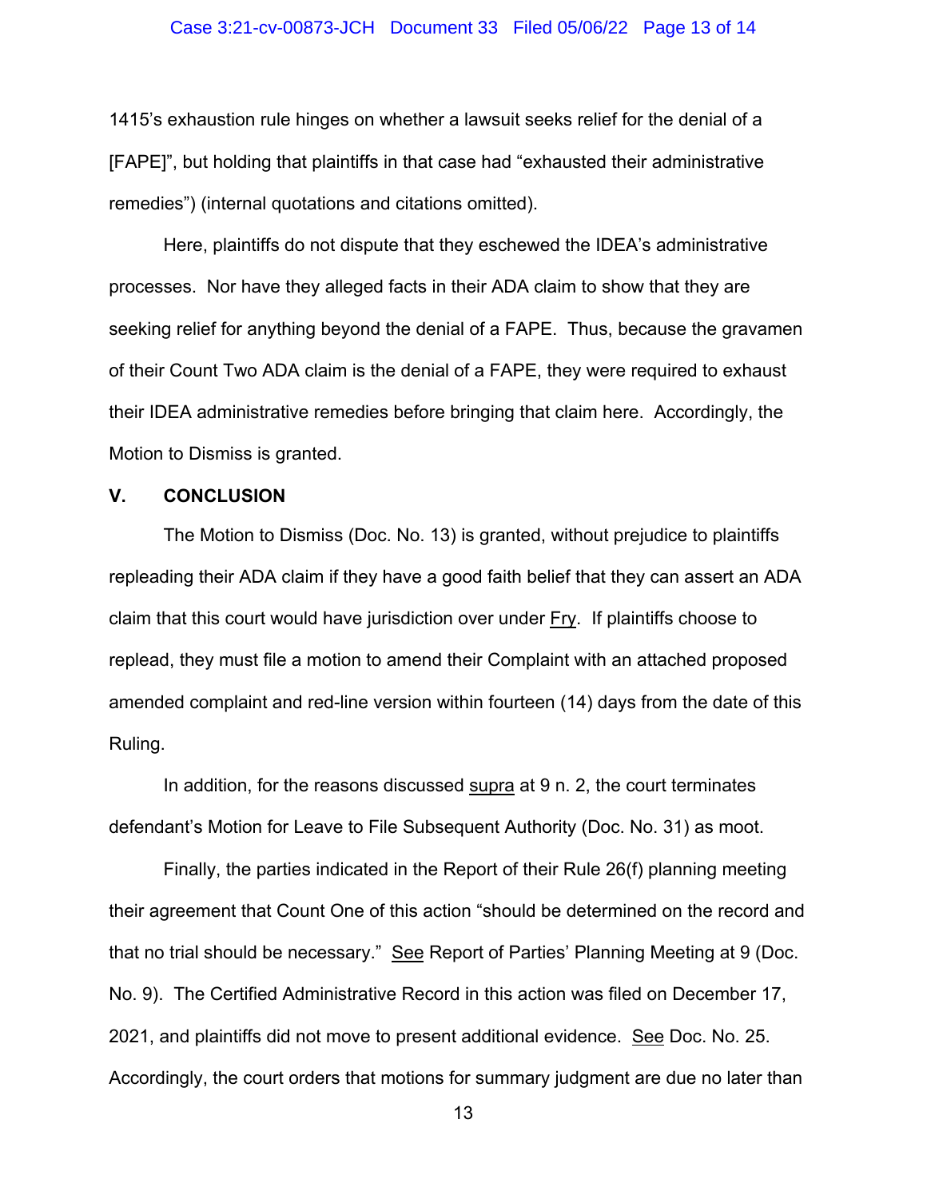1415's exhaustion rule hinges on whether a lawsuit seeks relief for the denial of a [FAPE]", but holding that plaintiffs in that case had "exhausted their administrative remedies") (internal quotations and citations omitted).

Here, plaintiffs do not dispute that they eschewed the IDEA's administrative processes. Nor have they alleged facts in their ADA claim to show that they are seeking relief for anything beyond the denial of a FAPE. Thus, because the gravamen of their Count Two ADA claim is the denial of a FAPE, they were required to exhaust their IDEA administrative remedies before bringing that claim here. Accordingly, the Motion to Dismiss is granted.

## V. CONCLUSION

The Motion to Dismiss (Doc. No. 13) is granted, without prejudice to plaintiffs repleading their ADA claim if they have a good faith belief that they can assert an ADA claim that this court would have jurisdiction over under Fry. If plaintiffs choose to replead, they must file a motion to amend their Complaint with an attached proposed amended complaint and red-line version within fourteen (14) days from the date of this Ruling.

In addition, for the reasons discussed supra at 9 n. 2, the court terminates defendant's Motion for Leave to File Subsequent Authority (Doc. No. 31) as moot.

Finally, the parties indicated in the Report of their Rule 26(f) planning meeting their agreement that Count One of this action "should be determined on the record and that no trial should be necessary." See Report of Parties' Planning Meeting at 9 (Doc. No. 9). The Certified Administrative Record in this action was filed on December 17, 2021, and plaintiffs did not move to present additional evidence. See Doc. No. 25. Accordingly, the court orders that motions for summary judgment are due no later than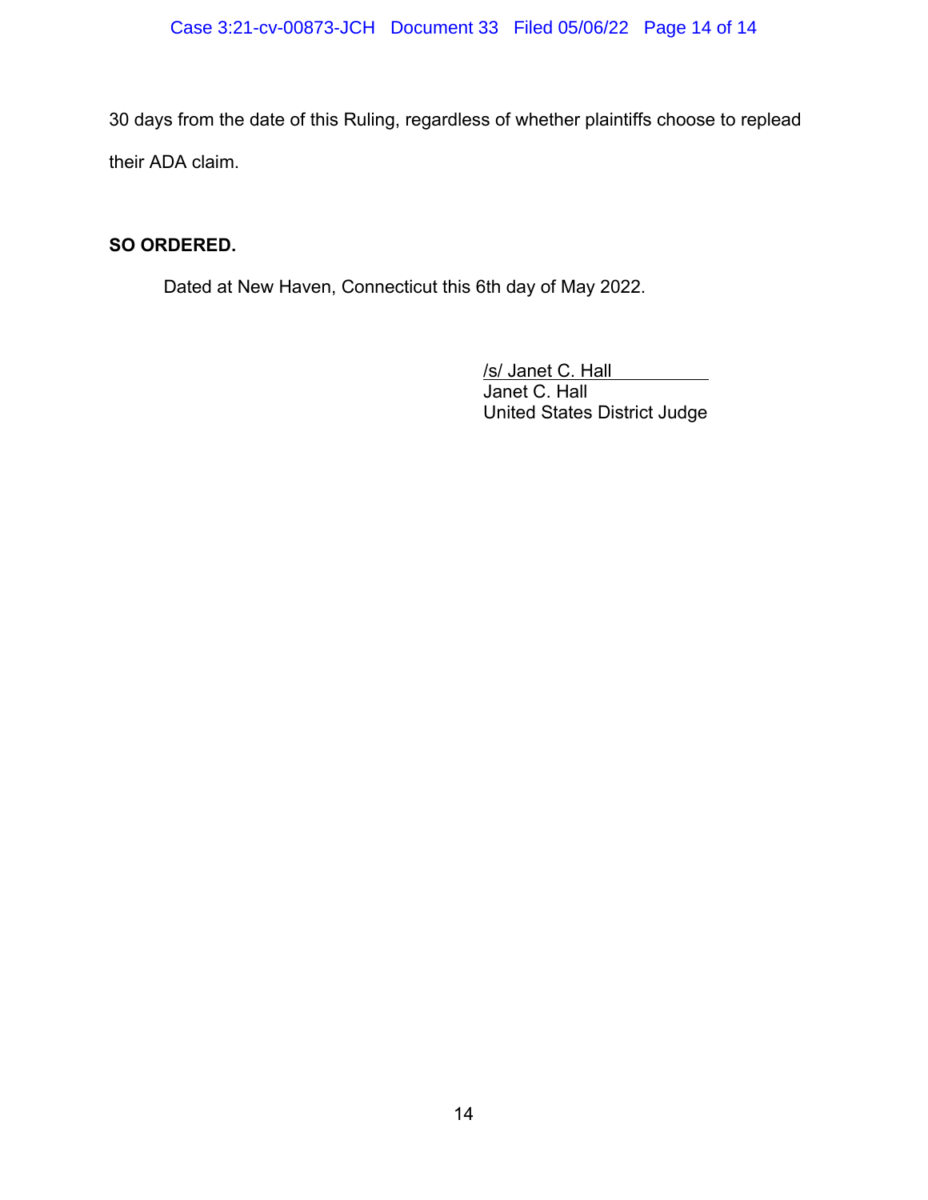30 days from the date of this Ruling, regardless of whether plaintiffs choose to replead their ADA claim.

**SO ORDERED.**

Dated at New Haven, Connecticut this 6th day of May 2022.

/s/ Janet C. Hall
Janet C. Hall
United States District Judge